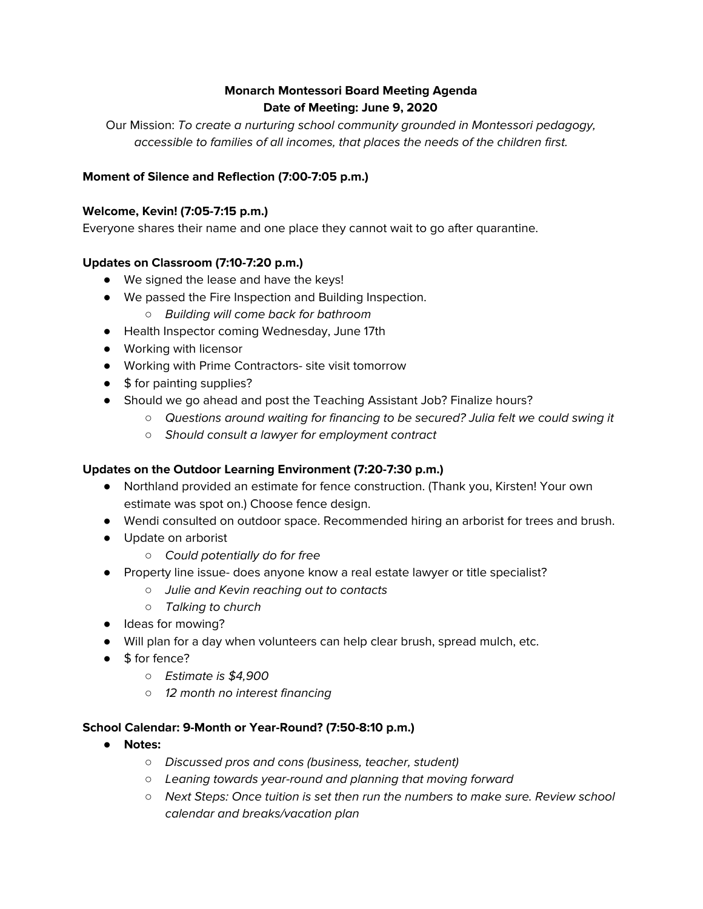**Monarch Montessori Board Meeting Agenda**
**Date of Meeting: June 9, 2020**

Our Mission: *To create a nurturing school community grounded in Montessori pedagogy, accessible to families of all incomes, that places the needs of the children first.*

**Moment of Silence and Reflection (7:00-7:05 p.m.)**

**Welcome, Kevin! (7:05-7:15 p.m.)**

Everyone shares their name and one place they cannot wait to go after quarantine.

**Updates on Classroom (7:10-7:20 p.m.)**

- We signed the lease and have the keys!
- We passed the Fire Inspection and Building Inspection.
  - *Building will come back for bathroom*
- Health Inspector coming Wednesday, June 17th
- Working with licensor
- Working with Prime Contractors- site visit tomorrow
- $ for painting supplies?
- Should we go ahead and post the Teaching Assistant Job? Finalize hours?
  - *Questions around waiting for financing to be secured? Julia felt we could swing it*
  - *Should consult a lawyer for employment contract*

**Updates on the Outdoor Learning Environment (7:20-7:30 p.m.)**

- Northland provided an estimate for fence construction. (Thank you, Kirsten! Your own estimate was spot on.) Choose fence design.
- Wendi consulted on outdoor space. Recommended hiring an arborist for trees and brush.
- Update on arborist
  - *Could potentially do for free*
- Property line issue- does anyone know a real estate lawyer or title specialist?
  - *Julie and Kevin reaching out to contacts*
  - *Talking to church*
- Ideas for mowing?
- Will plan for a day when volunteers can help clear brush, spread mulch, etc.
- $ for fence?
  - *Estimate is $4,900*
  - *12 month no interest financing*

**School Calendar: 9-Month or Year-Round? (7:50-8:10 p.m.)**

- **Notes:**
  - *Discussed pros and cons (business, teacher, student)*
  - *Leaning towards year-round and planning that moving forward*
  - *Next Steps: Once tuition is set then run the numbers to make sure. Review school calendar and breaks/vacation plan*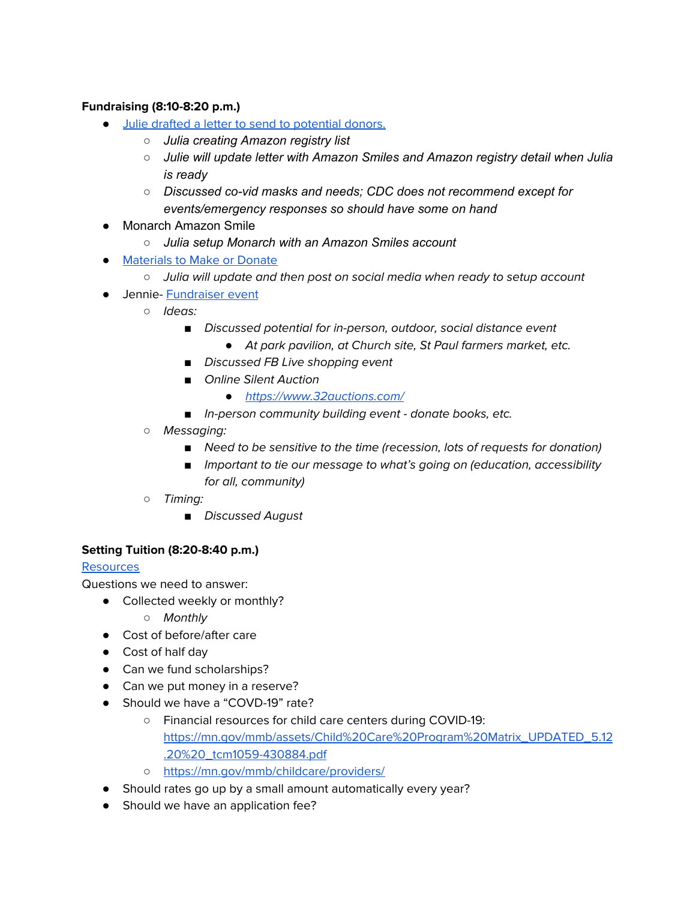**Fundraising (8:10-8:20 p.m.)**

- Julie drafted a letter to send to potential donors.
  - *Julia creating Amazon registry list*
  - *Julie will update letter with Amazon Smiles and Amazon registry detail when Julia is ready*
  - *Discussed co-vid masks and needs; CDC does not recommend except for events/emergency responses so should have some on hand*
- Monarch Amazon Smile
  - *Julia setup Monarch with an Amazon Smiles account*
- Materials to Make or Donate
  - *Julia will update and then post on social media when ready to setup account*
- Jennie- Fundraiser event
  - *Ideas:*
    - *Discussed potential for in-person, outdoor, social distance event*
      - *At park pavilion, at Church site, St Paul farmers market, etc.*
    - *Discussed FB Live shopping event*
    - *Online Silent Auction*
      - *https://www.32auctions.com/*
    - *In-person community building event - donate books, etc.*
  - *Messaging:*
    - *Need to be sensitive to the time (recession, lots of requests for donation)*
    - *Important to tie our message to what's going on (education, accessibility for all, community)*
  - *Timing:*
    - *Discussed August*

**Setting Tuition (8:20-8:40 p.m.)**

Resources

Questions we need to answer:

- Collected weekly or monthly?
  - *Monthly*
- Cost of before/after care
- Cost of half day
- Can we fund scholarships?
- Can we put money in a reserve?
- Should we have a "COVD-19" rate?
  - Financial resources for child care centers during COVID-19: https://mn.gov/mmb/assets/Child%20Care%20Program%20Matrix_UPDATED_5.12.20%20_tcm1059-430884.pdf
  - https://mn.gov/mmb/childcare/providers/
- Should rates go up by a small amount automatically every year?
- Should we have an application fee?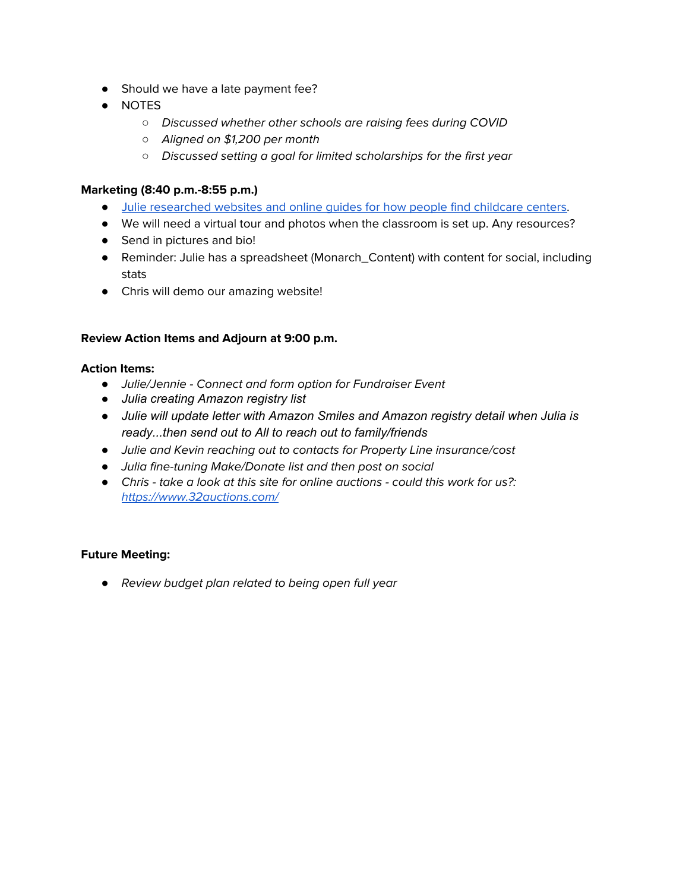- Should we have a late payment fee?
- NOTES
  - *Discussed whether other schools are raising fees during COVID*
  - *Aligned on $1,200 per month*
  - *Discussed setting a goal for limited scholarships for the first year*

**Marketing (8:40 p.m.-8:55 p.m.)**

- Julie researched websites and online guides for how people find childcare centers.
- We will need a virtual tour and photos when the classroom is set up. Any resources?
- Send in pictures and bio!
- Reminder: Julie has a spreadsheet (Monarch_Content) with content for social, including stats
- Chris will demo our amazing website!

**Review Action Items and Adjourn at 9:00 p.m.**

**Action Items:**

- *Julie/Jennie - Connect and form option for Fundraiser Event*
- *Julia creating Amazon registry list*
- *Julie will update letter with Amazon Smiles and Amazon registry detail when Julia is ready...then send out to All to reach out to family/friends*
- *Julie and Kevin reaching out to contacts for Property Line insurance/cost*
- *Julia fine-tuning Make/Donate list and then post on social*
- *Chris - take a look at this site for online auctions - could this work for us?: https://www.32auctions.com/*

**Future Meeting:**

- *Review budget plan related to being open full year*